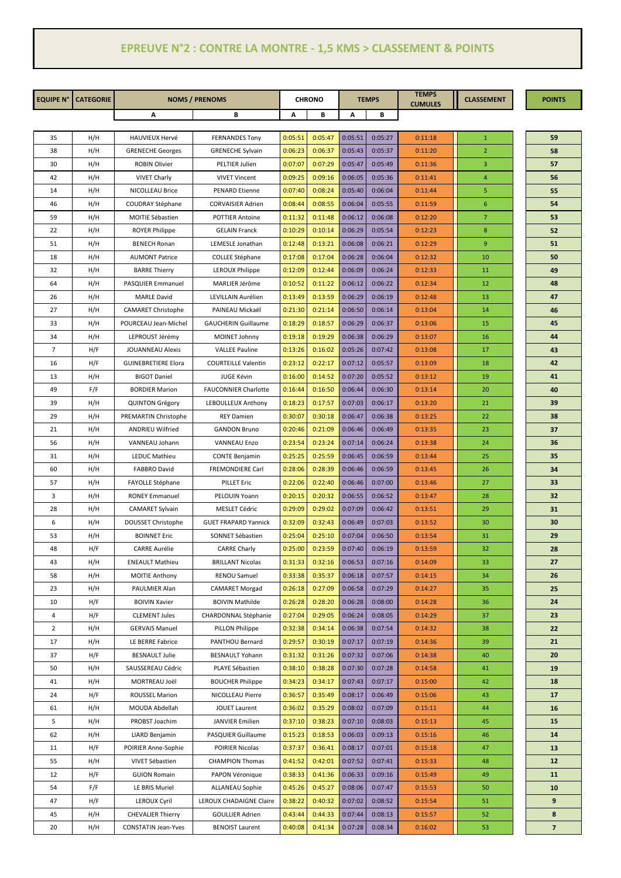# EPREUVE N°2 : CONTRE LA MONTRE - 1,5 KMS > CLASSEMENT & POINTS

| EQUIPE N° | CATEGORIE | NOMS / PRENOMS | | CHRONO | | TEMPS | | TEMPS CUMULES | CLASSEMENT | POINTS |
|---|---|---|---|---|---|---|---|---|---|---|
| | | A | B | A | B | A | B | | | |
| 35 | H/H | HAUVIEUX Hervé | FERNANDES Tony | 0:05:51 | 0:05:47 | 0:05:51 | 0:05:27 | 0:11:18 | 1 | 59 |
| 38 | H/H | GRENECHE Georges | GRENECHE Sylvain | 0:06:23 | 0:06:37 | 0:05:43 | 0:05:37 | 0:11:20 | 2 | 58 |
| 30 | H/H | ROBIN Olivier | PELTIER Julien | 0:07:07 | 0:07:29 | 0:05:47 | 0:05:49 | 0:11:36 | 3 | 57 |
| 42 | H/H | VIVET Charly | VIVET Vincent | 0:09:25 | 0:09:16 | 0:06:05 | 0:05:36 | 0:11:41 | 4 | 56 |
| 14 | H/H | NICOLLEAU Brice | PENARD Etienne | 0:07:40 | 0:08:24 | 0:05:40 | 0:06:04 | 0:11:44 | 5 | 55 |
| 46 | H/H | COUDRAY Stéphane | CORVAISIER Adrien | 0:08:44 | 0:08:55 | 0:06:04 | 0:05:55 | 0:11:59 | 6 | 54 |
| 59 | H/H | MOITIE Sébastien | POTTIER Antoine | 0:11:32 | 0:11:48 | 0:06:12 | 0:06:08 | 0:12:20 | 7 | 53 |
| 22 | H/H | ROYER Philippe | GELAIN Franck | 0:10:29 | 0:10:14 | 0:06:29 | 0:05:54 | 0:12:23 | 8 | 52 |
| 51 | H/H | BENECH Ronan | LEMESLE Jonathan | 0:12:48 | 0:13:21 | 0:06:08 | 0:06:21 | 0:12:29 | 9 | 51 |
| 18 | H/H | AUMONT Patrice | COLLEE Stéphane | 0:17:08 | 0:17:04 | 0:06:28 | 0:06:04 | 0:12:32 | 10 | 50 |
| 32 | H/H | BARRE Thierry | LEROUX Philippe | 0:12:09 | 0:12:44 | 0:06:09 | 0:06:24 | 0:12:33 | 11 | 49 |
| 64 | H/H | PASQUIER Emmanuel | MARLIER Jérôme | 0:10:52 | 0:11:22 | 0:06:12 | 0:06:22 | 0:12:34 | 12 | 48 |
| 26 | H/H | MARLE David | LEVILLAIN Aurélien | 0:13:49 | 0:13:59 | 0:06:29 | 0:06:19 | 0:12:48 | 13 | 47 |
| 27 | H/H | CAMARET Christophe | PAINEAU Mickaël | 0:21:30 | 0:21:14 | 0:06:50 | 0:06:14 | 0:13:04 | 14 | 46 |
| 33 | H/H | POURCEAU Jean-Michel | GAUCHERIN Guillaume | 0:18:29 | 0:18:57 | 0:06:29 | 0:06:37 | 0:13:06 | 15 | 45 |
| 34 | H/H | LEPROUST Jérémy | MOINET Johnny | 0:19:18 | 0:19:29 | 0:06:38 | 0:06:29 | 0:13:07 | 16 | 44 |
| 7 | H/F | JOUANNEAU Alexis | VALLEE Pauline | 0:13:26 | 0:16:02 | 0:05:26 | 0:07:42 | 0:13:08 | 17 | 43 |
| 16 | H/F | GUINEBRETIERE Elora | COURTEILLE Valentin | 0:23:12 | 0:22:17 | 0:07:12 | 0:05:57 | 0:13:09 | 18 | 42 |
| 13 | H/H | BIGOT Daniel | JUGE Kévin | 0:16:00 | 0:14:52 | 0:07:20 | 0:05:52 | 0:13:12 | 19 | 41 |
| 49 | F/F | BORDIER Marion | FAUCONNIER Charlotte | 0:16:44 | 0:16:50 | 0:06:44 | 0:06:30 | 0:13:14 | 20 | 40 |
| 39 | H/H | QUINTON Grégory | LEBOULLEUX Anthony | 0:18:23 | 0:17:57 | 0:07:03 | 0:06:17 | 0:13:20 | 21 | 39 |
| 29 | H/H | PREMARTIN Christophe | REY Damien | 0:30:07 | 0:30:18 | 0:06:47 | 0:06:38 | 0:13:25 | 22 | 38 |
| 21 | H/H | ANDRIEU Wilfried | GANDON Bruno | 0:20:46 | 0:21:09 | 0:06:46 | 0:06:49 | 0:13:35 | 23 | 37 |
| 56 | H/H | VANNEAU Johann | VANNEAU Enzo | 0:23:54 | 0:23:24 | 0:07:14 | 0:06:24 | 0:13:38 | 24 | 36 |
| 31 | H/H | LEDUC Mathieu | CONTE Benjamin | 0:25:25 | 0:25:59 | 0:06:45 | 0:06:59 | 0:13:44 | 25 | 35 |
| 60 | H/H | FABBRO David | FREMONDIERE Carl | 0:28:06 | 0:28:39 | 0:06:46 | 0:06:59 | 0:13:45 | 26 | 34 |
| 57 | H/H | FAYOLLE Stéphane | PILLET Eric | 0:22:06 | 0:22:40 | 0:06:46 | 0:07:00 | 0:13:46 | 27 | 33 |
| 3 | H/H | RONEY Emmanuel | PELOUIN Yoann | 0:20:15 | 0:20:32 | 0:06:55 | 0:06:52 | 0:13:47 | 28 | 32 |
| 28 | H/H | CAMARET Sylvain | MESLET Cédric | 0:29:09 | 0:29:02 | 0:07:09 | 0:06:42 | 0:13:51 | 29 | 31 |
| 6 | H/H | DOUSSET Christophe | GUET FRAPARD Yannick | 0:32:09 | 0:32:43 | 0:06:49 | 0:07:03 | 0:13:52 | 30 | 30 |
| 53 | H/H | BOINNET Eric | SONNET Sébastien | 0:25:04 | 0:25:10 | 0:07:04 | 0:06:50 | 0:13:54 | 31 | 29 |
| 48 | H/F | CARRE Aurélie | CARRE Charly | 0:25:00 | 0:23:59 | 0:07:40 | 0:06:19 | 0:13:59 | 32 | 28 |
| 43 | H/H | ENEAULT Mathieu | BRILLANT Nicolas | 0:31:33 | 0:32:16 | 0:06:53 | 0:07:16 | 0:14:09 | 33 | 27 |
| 58 | H/H | MOITIE Anthony | RENOU Samuel | 0:33:38 | 0:35:37 | 0:06:18 | 0:07:57 | 0:14:15 | 34 | 26 |
| 23 | H/H | PAULMIER Alan | CAMARET Morgad | 0:26:18 | 0:27:09 | 0:06:58 | 0:07:29 | 0:14:27 | 35 | 25 |
| 10 | H/F | BOIVIN Xavier | BOIVIN Mathilde | 0:26:28 | 0:28:20 | 0:06:28 | 0:08:00 | 0:14:28 | 36 | 24 |
| 4 | H/F | CLEMENT Jules | CHARDONNAL Stéphanie | 0:27:04 | 0:29:05 | 0:06:24 | 0:08:05 | 0:14:29 | 37 | 23 |
| 2 | H/H | GERVAIS Manuel | PILLON Philippe | 0:32:38 | 0:34:14 | 0:06:38 | 0:07:54 | 0:14:32 | 38 | 22 |
| 17 | H/H | LE BERRE Fabrice | PANTHOU Bernard | 0:29:57 | 0:30:19 | 0:07:17 | 0:07:19 | 0:14:36 | 39 | 21 |
| 37 | H/F | BESNAULT Julie | BESNAULT Yohann | 0:31:32 | 0:31:26 | 0:07:32 | 0:07:06 | 0:14:38 | 40 | 20 |
| 50 | H/H | SAUSSEREAU Cédric | PLAYE Sébastien | 0:38:10 | 0:38:28 | 0:07:30 | 0:07:28 | 0:14:58 | 41 | 19 |
| 41 | H/H | MORTREAU Joël | BOUCHER Philippe | 0:34:23 | 0:34:17 | 0:07:43 | 0:07:17 | 0:15:00 | 42 | 18 |
| 24 | H/F | ROUSSEL Marion | NICOLLEAU Pierre | 0:36:57 | 0:35:49 | 0:08:17 | 0:06:49 | 0:15:06 | 43 | 17 |
| 61 | H/H | MOUDA Abdellah | JOUET Laurent | 0:36:02 | 0:35:29 | 0:08:02 | 0:07:09 | 0:15:11 | 44 | 16 |
| 5 | H/H | PROBST Joachim | JANVIER Emilien | 0:37:10 | 0:38:23 | 0:07:10 | 0:08:03 | 0:15:13 | 45 | 15 |
| 62 | H/H | LIARD Benjamin | PASQUIER Guillaume | 0:15:23 | 0:18:53 | 0:06:03 | 0:09:13 | 0:15:16 | 46 | 14 |
| 11 | H/F | POIRIER Anne-Sophie | POIRIER Nicolas | 0:37:37 | 0:36:41 | 0:08:17 | 0:07:01 | 0:15:18 | 47 | 13 |
| 55 | H/H | VIVET Sébastien | CHAMPION Thomas | 0:41:52 | 0:42:01 | 0:07:52 | 0:07:41 | 0:15:33 | 48 | 12 |
| 12 | H/F | GUION Romain | PAPON Véronique | 0:38:33 | 0:41:36 | 0:06:33 | 0:09:16 | 0:15:49 | 49 | 11 |
| 54 | F/F | LE BRIS Muriel | ALLANEAU Sophie | 0:45:26 | 0:45:27 | 0:08:06 | 0:07:47 | 0:15:53 | 50 | 10 |
| 47 | H/F | LEROUX Cyril | LEROUX CHADAIGNE Claire | 0:38:22 | 0:40:32 | 0:07:02 | 0:08:52 | 0:15:54 | 51 | 9 |
| 45 | H/H | CHEVALIER Thierry | GOULLIER Adrien | 0:43:44 | 0:44:33 | 0:07:44 | 0:08:13 | 0:15:57 | 52 | 8 |
| 20 | H/H | CONSTATIN Jean-Yves | BENOIST Laurent | 0:40:08 | 0:41:34 | 0:07:28 | 0:08:34 | 0:16:02 | 53 | 7 |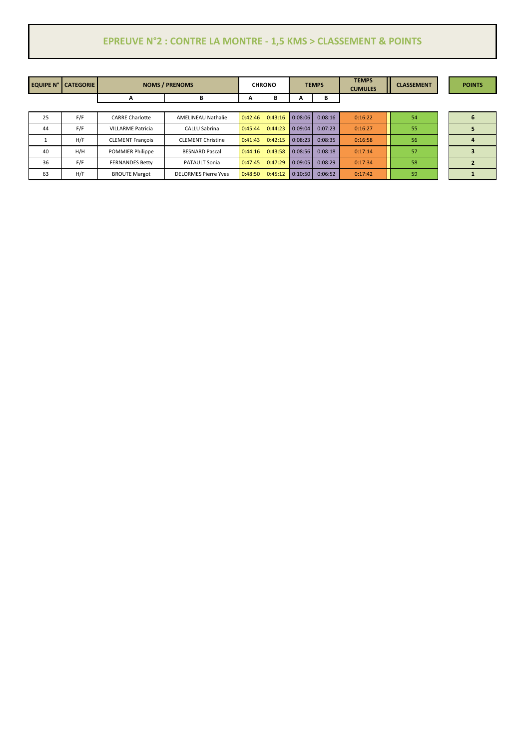## EPREUVE N°2 : CONTRE LA MONTRE - 1,5 KMS > CLASSEMENT & POINTS

| EQUIPE N° | CATEGORIE | NOMS / PRENOMS | | CHRONO | | TEMPS | | TEMPS CUMULES | CLASSEMENT | POINTS |
|---|---|---|---|---|---|---|---|---|---|---|
| | | A | B | A | B | A | B | | | |
| 25 | F/F | CARRE Charlotte | AMELINEAU Nathalie | 0:42:46 | 0:43:16 | 0:08:06 | 0:08:16 | 0:16:22 | 54 | 6 |
| 44 | F/F | VILLARME Patricia | CALLU Sabrina | 0:45:44 | 0:44:23 | 0:09:04 | 0:07:23 | 0:16:27 | 55 | 5 |
| 1 | H/F | CLEMENT François | CLEMENT Christine | 0:41:43 | 0:42:15 | 0:08:23 | 0:08:35 | 0:16:58 | 56 | 4 |
| 40 | H/H | POMMIER Philippe | BESNARD Pascal | 0:44:16 | 0:43:58 | 0:08:56 | 0:08:18 | 0:17:14 | 57 | 3 |
| 36 | F/F | FERNANDES Betty | PATAULT Sonia | 0:47:45 | 0:47:29 | 0:09:05 | 0:08:29 | 0:17:34 | 58 | 2 |
| 63 | H/F | BROUTE Margot | DELORMES Pierre Yves | 0:48:50 | 0:45:12 | 0:10:50 | 0:06:52 | 0:17:42 | 59 | 1 |